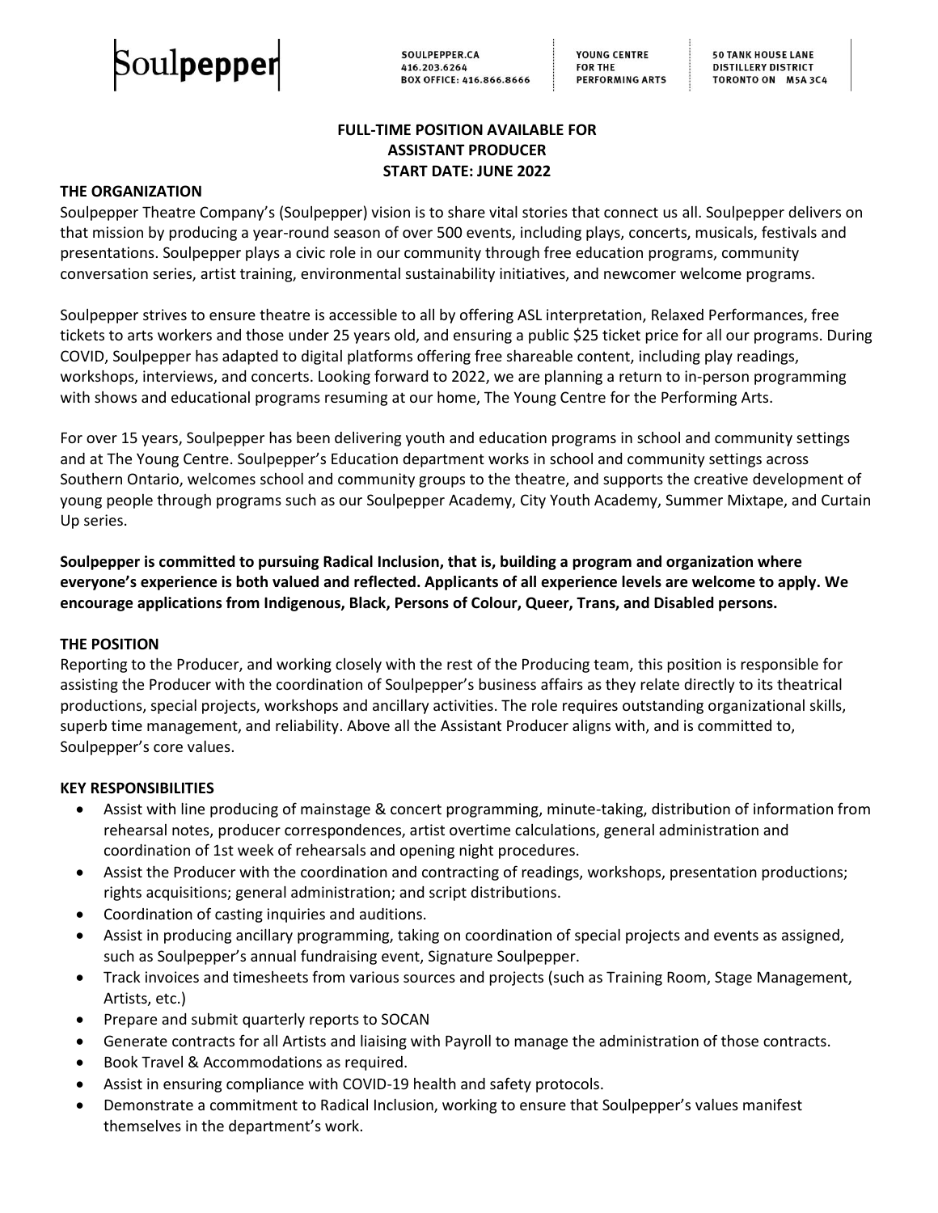Soulpepper

SOULPEPPER.CA
416.203.6264
BOX OFFICE: 416.866.8666

YOUNG CENTRE
FOR THE
PERFORMING ARTS

50 TANK HOUSE LANE
DISTILLERY DISTRICT
TORONTO ON M5A 3C4

**FULL-TIME POSITION AVAILABLE FOR**
**ASSISTANT PRODUCER**
**START DATE: JUNE 2022**

## THE ORGANIZATION

Soulpepper Theatre Company's (Soulpepper) vision is to share vital stories that connect us all. Soulpepper delivers on that mission by producing a year-round season of over 500 events, including plays, concerts, musicals, festivals and presentations. Soulpepper plays a civic role in our community through free education programs, community conversation series, artist training, environmental sustainability initiatives, and newcomer welcome programs.

Soulpepper strives to ensure theatre is accessible to all by offering ASL interpretation, Relaxed Performances, free tickets to arts workers and those under 25 years old, and ensuring a public $25 ticket price for all our programs. During COVID, Soulpepper has adapted to digital platforms offering free shareable content, including play readings, workshops, interviews, and concerts. Looking forward to 2022, we are planning a return to in-person programming with shows and educational programs resuming at our home, The Young Centre for the Performing Arts.

For over 15 years, Soulpepper has been delivering youth and education programs in school and community settings and at The Young Centre. Soulpepper's Education department works in school and community settings across Southern Ontario, welcomes school and community groups to the theatre, and supports the creative development of young people through programs such as our Soulpepper Academy, City Youth Academy, Summer Mixtape, and Curtain Up series.

**Soulpepper is committed to pursuing Radical Inclusion, that is, building a program and organization where everyone's experience is both valued and reflected. Applicants of all experience levels are welcome to apply. We encourage applications from Indigenous, Black, Persons of Colour, Queer, Trans, and Disabled persons.**

## THE POSITION

Reporting to the Producer, and working closely with the rest of the Producing team, this position is responsible for assisting the Producer with the coordination of Soulpepper's business affairs as they relate directly to its theatrical productions, special projects, workshops and ancillary activities. The role requires outstanding organizational skills, superb time management, and reliability. Above all the Assistant Producer aligns with, and is committed to, Soulpepper's core values.

## KEY RESPONSIBILITIES

- Assist with line producing of mainstage & concert programming, minute-taking, distribution of information from rehearsal notes, producer correspondences, artist overtime calculations, general administration and coordination of 1st week of rehearsals and opening night procedures.
- Assist the Producer with the coordination and contracting of readings, workshops, presentation productions; rights acquisitions; general administration; and script distributions.
- Coordination of casting inquiries and auditions.
- Assist in producing ancillary programming, taking on coordination of special projects and events as assigned, such as Soulpepper's annual fundraising event, Signature Soulpepper.
- Track invoices and timesheets from various sources and projects (such as Training Room, Stage Management, Artists, etc.)
- Prepare and submit quarterly reports to SOCAN
- Generate contracts for all Artists and liaising with Payroll to manage the administration of those contracts.
- Book Travel & Accommodations as required.
- Assist in ensuring compliance with COVID-19 health and safety protocols.
- Demonstrate a commitment to Radical Inclusion, working to ensure that Soulpepper's values manifest themselves in the department's work.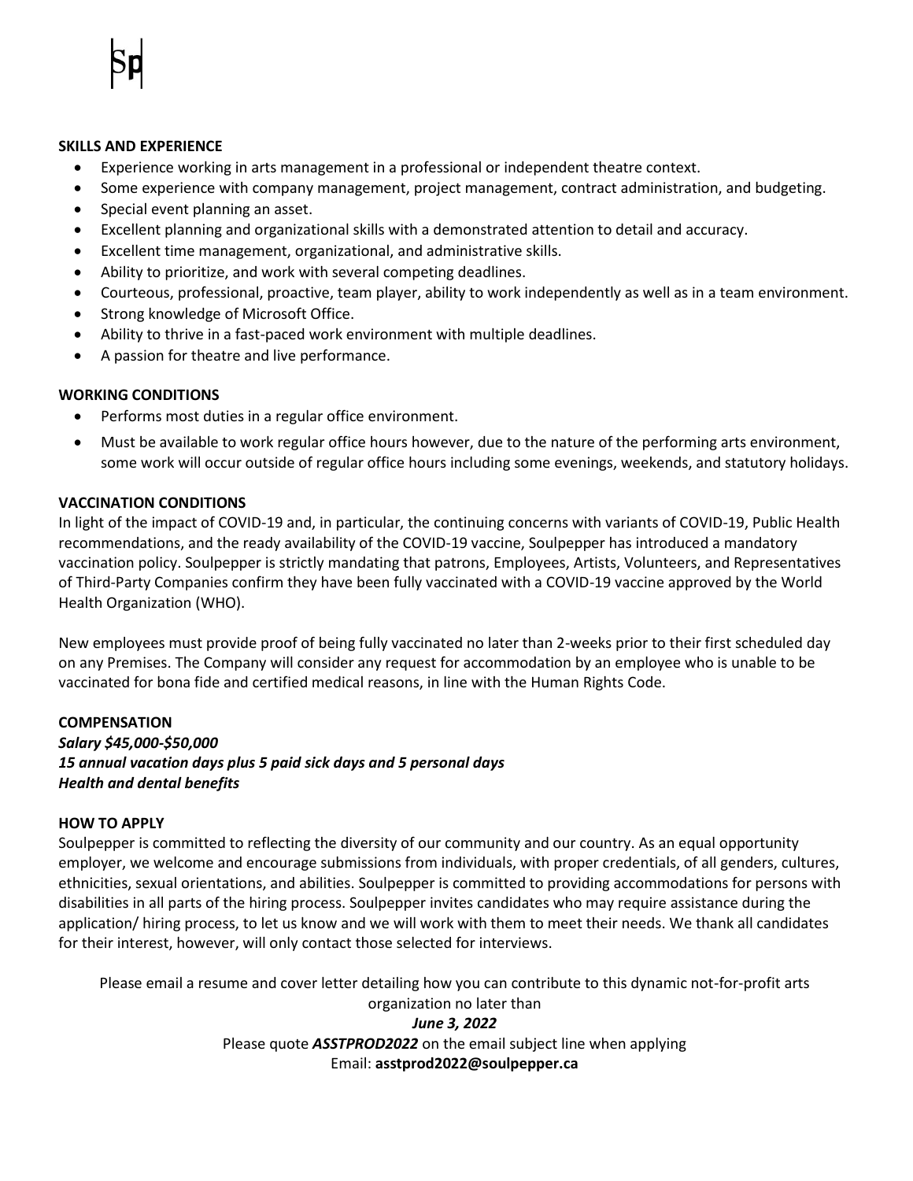**SKILLS AND EXPERIENCE**

- Experience working in arts management in a professional or independent theatre context.
- Some experience with company management, project management, contract administration, and budgeting.
- Special event planning an asset.
- Excellent planning and organizational skills with a demonstrated attention to detail and accuracy.
- Excellent time management, organizational, and administrative skills.
- Ability to prioritize, and work with several competing deadlines.
- Courteous, professional, proactive, team player, ability to work independently as well as in a team environment.
- Strong knowledge of Microsoft Office.
- Ability to thrive in a fast-paced work environment with multiple deadlines.
- A passion for theatre and live performance.

**WORKING CONDITIONS**

- Performs most duties in a regular office environment.
- Must be available to work regular office hours however, due to the nature of the performing arts environment, some work will occur outside of regular office hours including some evenings, weekends, and statutory holidays.

**VACCINATION CONDITIONS**

In light of the impact of COVID-19 and, in particular, the continuing concerns with variants of COVID-19, Public Health recommendations, and the ready availability of the COVID-19 vaccine, Soulpepper has introduced a mandatory vaccination policy. Soulpepper is strictly mandating that patrons, Employees, Artists, Volunteers, and Representatives of Third-Party Companies confirm they have been fully vaccinated with a COVID-19 vaccine approved by the World Health Organization (WHO).

New employees must provide proof of being fully vaccinated no later than 2-weeks prior to their first scheduled day on any Premises. The Company will consider any request for accommodation by an employee who is unable to be vaccinated for bona fide and certified medical reasons, in line with the Human Rights Code.

**COMPENSATION**

***Salary $45,000-$50,000***
***15 annual vacation days plus 5 paid sick days and 5 personal days***
***Health and dental benefits***

**HOW TO APPLY**

Soulpepper is committed to reflecting the diversity of our community and our country. As an equal opportunity employer, we welcome and encourage submissions from individuals, with proper credentials, of all genders, cultures, ethnicities, sexual orientations, and abilities. Soulpepper is committed to providing accommodations for persons with disabilities in all parts of the hiring process. Soulpepper invites candidates who may require assistance during the application/ hiring process, to let us know and we will work with them to meet their needs. We thank all candidates for their interest, however, will only contact those selected for interviews.

Please email a resume and cover letter detailing how you can contribute to this dynamic not-for-profit arts organization no later than

***June 3, 2022***

Please quote ***ASSTPROD2022*** on the email subject line when applying

Email: **asstprod2022@soulpepper.ca**